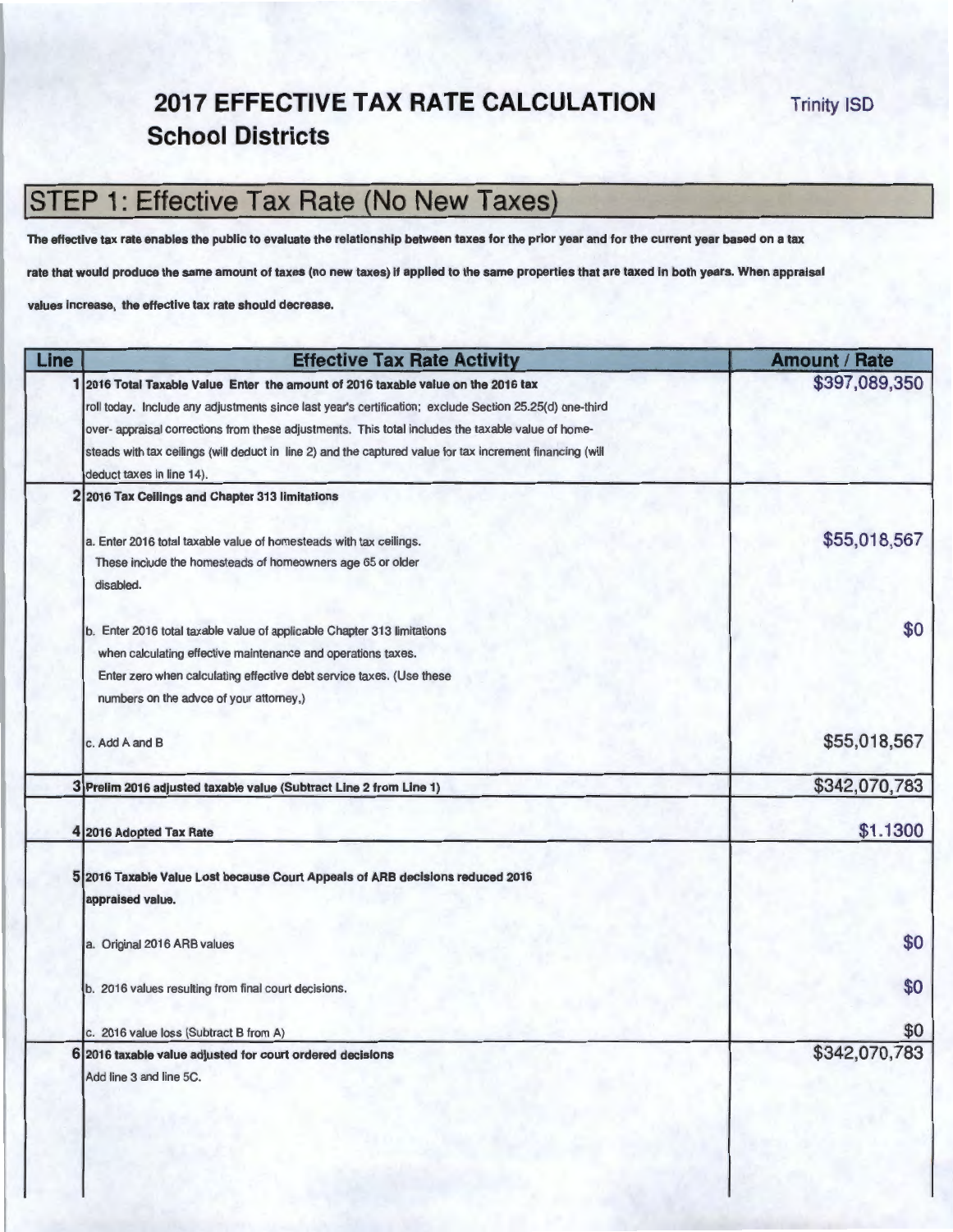# 2017 EFFECTIVE TAX RATE CALCULATION

## School Districts

Trinity ISD

## STEP 1: Effective Tax Rate (No New Taxes)

**The effective tax rate enables the public to evaluate the relationship between taxes for the prior year and for the current year based on a tax rate that would produce the same amount of taxes (no new taxes) if applied to the same properties that are taxed in both years. When appraisal values increase, the effective tax rate should decrease.**

| Line | Effective Tax Rate Activity | Amount / Rate |
|---|---|---|
| 1 | **2016 Total Taxable Value Enter the amount of 2016 taxable value on the 2016 tax** roll today. Include any adjustments since last year's certification; exclude Section 25.25(d) one-third over- appraisal corrections from these adjustments. This total includes the taxable value of home-steads with tax ceilings (will deduct in line 2) and the captured value for tax increment financing (will deduct taxes in line 14). | $397,089,350 |
| 2 | **2016 Tax Ceilings and Chapter 313 limitations** | |
| | a. Enter 2016 total taxable value of homesteads with tax ceilings. These include the homesteads of homeowners age 65 or older disabled. | $55,018,567 |
| | b. Enter 2016 total taxable value of applicable Chapter 313 limitations when calculating effective maintenance and operations taxes. Enter zero when calculating effective debt service taxes. (Use these numbers on the advce of your attorney,) | $0 |
| | c. Add A and B | $55,018,567 |
| 3 | **Prelim 2016 adjusted taxable value (Subtract Line 2 from Line 1)** | $342,070,783 |
| 4 | **2016 Adopted Tax Rate** | $1.1300 |
| 5 | **2016 Taxable Value Lost because Court Appeals of ARB decisions reduced 2016 appraised value.** | |
| | a. Original 2016 ARB values | $0 |
| | b. 2016 values resulting from final court decisions. | $0 |
| | c. 2016 value loss (Subtract B from A) | $0 |
| 6 | **2016 taxable value adjusted for court ordered decisions** Add line 3 and line 5C. | $342,070,783 |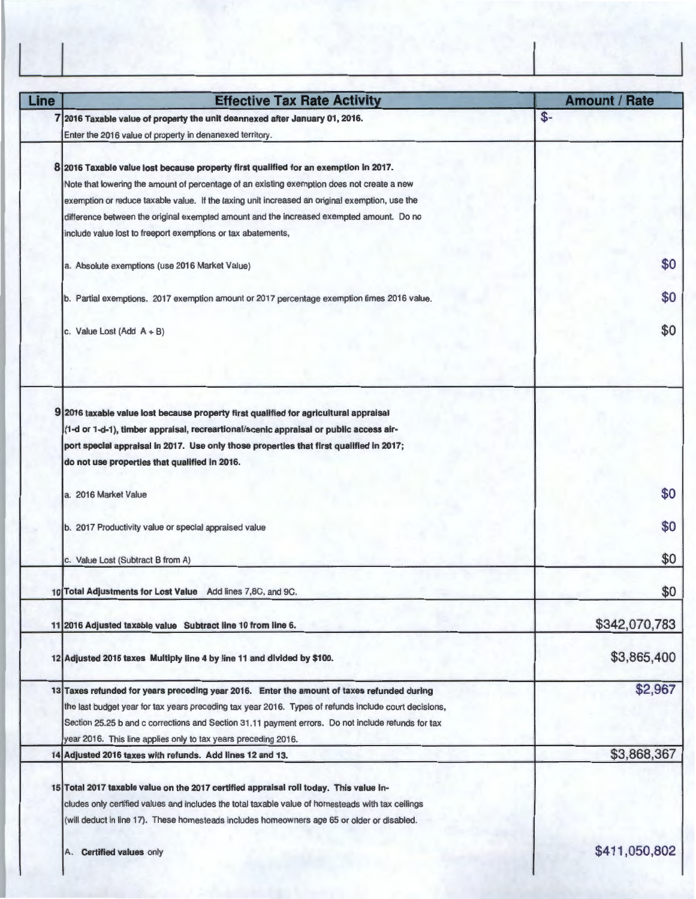| Line | Effective Tax Rate Activity | Amount / Rate |
|---|---|---|
| 7 | **2016 Taxable value of property the unit deannexed after January 01, 2016.** Enter the 2016 value of property in denanexed territory. | $- |
| 8 | **2016 Taxable value lost because property first qualified for an exemption in 2017.** Note that lowering the amount of percentage of an existing exemption does not create a new exemption or reduce taxable value. If the taxing unit increased an original exemption, use the difference between the original exempted amount and the increased exempted amount. Do no include value lost to freeport exemptions or tax abatements, | |
| | a. Absolute exemptions (use 2016 Market Value) | $0 |
| | b. Partial exemptions. 2017 exemption amount or 2017 percentage exemption times 2016 value. | $0 |
| | c. Value Lost (Add A + B) | $0 |
| 9 | **2016 taxable value lost because property first qualified for agricultural appraisal (1-d or 1-d-1), timber appraisal, recreartional/scenic appraisal or public access airport special appraisal in 2017. Use only those properties that first qualified in 2017; do not use properties that qualified in 2016.** | |
| | a. 2016 Market Value | $0 |
| | b. 2017 Productivity value or special appraised value | $0 |
| | c. Value Lost (Subtract B from A) | $0 |
| 10 | **Total Adjustments for Lost Value** Add lines 7,8C, and 9C. | $0 |
| 11 | **2016 Adjusted taxable value Subtract line 10 from line 6.** | $342,070,783 |
| 12 | **Adjusted 2016 taxes Multiply line 4 by line 11 and divided by $100.** | $3,865,400 |
| 13 | **Taxes refunded for years preceding year 2016. Enter the amount of taxes refunded during** the last budget year for tax years preceding tax year 2016. Types of refunds include court decisions, Section 25.25 b and c corrections and Section 31.11 payment errors. Do not include refunds for tax year 2016. This line applies only to tax years preceding 2016. | $2,967 |
| 14 | **Adjusted 2016 taxes with refunds. Add lines 12 and 13.** | $3,868,367 |
| 15 | **Total 2017 taxable value on the 2017 certified appraisal roll today. This value in-** cludes only certified values and includes the total taxable value of homesteads with tax ceilings (will deduct in line 17). These homesteads includes homeowners age 65 or older or disabled. | |
| | A. **Certified values** only | $411,050,802 |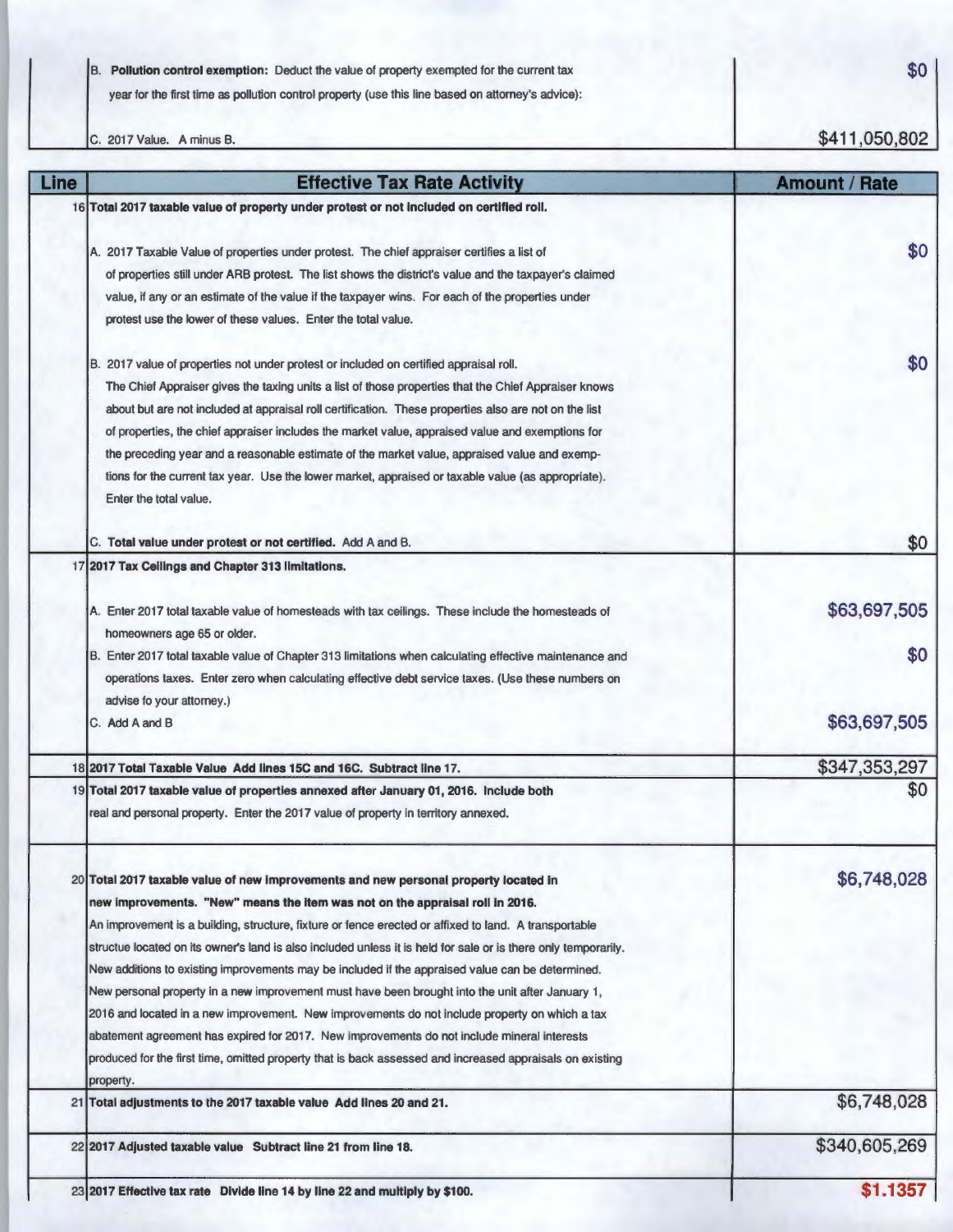| | | |
|---|---|---|
| | B. **Pollution control exemption:** Deduct the value of property exempted for the current tax year for the first time as pollution control property (use this line based on attorney's advice): | $0 |
| | C. 2017 Value. A minus B. | $411,050,802 |

| Line | Effective Tax Rate Activity | Amount / Rate |
|---|---|---|
| 16 | **Total 2017 taxable value of property under protest or not included on certified roll.** | |
| | A. 2017 Taxable Value of properties under protest. The chief appraiser certifies a list of of properties still under ARB protest. The list shows the district's value and the taxpayer's claimed value, if any or an estimate of the value if the taxpayer wins. For each of the properties under protest use the lower of these values. Enter the total value. | $0 |
| | B. 2017 value of properties not under protest or included on certified appraisal roll. The Chief Appraiser gives the taxing units a list of those properties that the Chief Appraiser knows about but are not included at appraisal roll certification. These properties also are not on the list of properties, the chief appraiser includes the market value, appraised value and exemptions for the preceding year and a reasonable estimate of the market value, appraised value and exemptions for the current tax year. Use the lower market, appraised or taxable value (as appropriate). Enter the total value. | $0 |
| | C. **Total value under protest or not certified.** Add A and B. | $0 |
| 17 | **2017 Tax Ceilings and Chapter 313 limitations.** | |
| | A. Enter 2017 total taxable value of homesteads with tax ceilings. These include the homesteads of homeowners age 65 or older. | $63,697,505 |
| | B. Enter 2017 total taxable value of Chapter 313 limitations when calculating effective maintenance and operations taxes. Enter zero when calculating effective debt service taxes. (Use these numbers on advise fo your attorney.) | $0 |
| | C. Add A and B | $63,697,505 |
| 18 | **2017 Total Taxable Value Add lines 15C and 16C. Subtract line 17.** | $347,353,297 |
| 19 | **Total 2017 taxable value of properties annexed after January 01, 2016. Include both** real and personal property. Enter the 2017 value of property in territory annexed. | $0 |
| 20 | **Total 2017 taxable value of new improvements and new personal property located in new improvements. "New" means the item was not on the appraisal roll in 2016.** An improvement is a building, structure, fixture or fence erected or affixed to land. A transportable structue located on its owner's land is also included unless it is held for sale or is there only temporarily. New additions to existing improvements may be included if the appraised value can be determined. New personal property in a new improvement must have been brought into the unit after January 1, 2016 and located in a new improvement. New improvements do not include property on which a tax abatement agreement has expired for 2017. New improvements do not include mineral interests produced for the first time, omitted property that is back assessed and increased appraisals on existing property. | $6,748,028 |
| 21 | **Total adjustments to the 2017 taxable value Add lines 20 and 21.** | $6,748,028 |
| 22 | **2017 Adjusted taxable value Subtract line 21 from line 18.** | $340,605,269 |
| 23 | **2017 Effective tax rate Divide line 14 by line 22 and multiply by $100.** | **$1.1357** |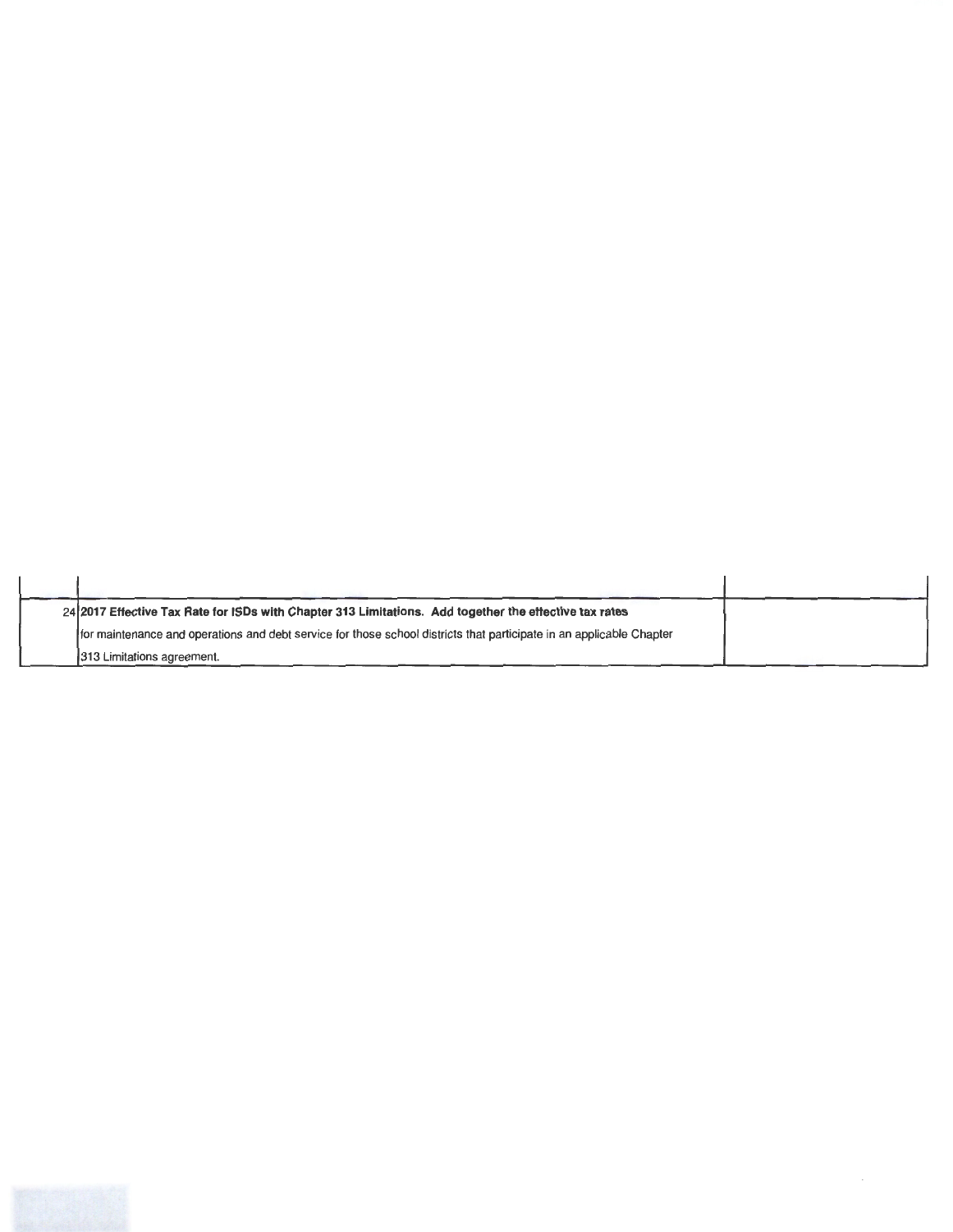| | | |
|---|---|---|
| 24 | **2017 Effective Tax Rate for ISDs with Chapter 313 Limitations. Add together the effective tax rates** for maintenance and operations and debt service for those school districts that participate in an applicable Chapter 313 Limitations agreement. | |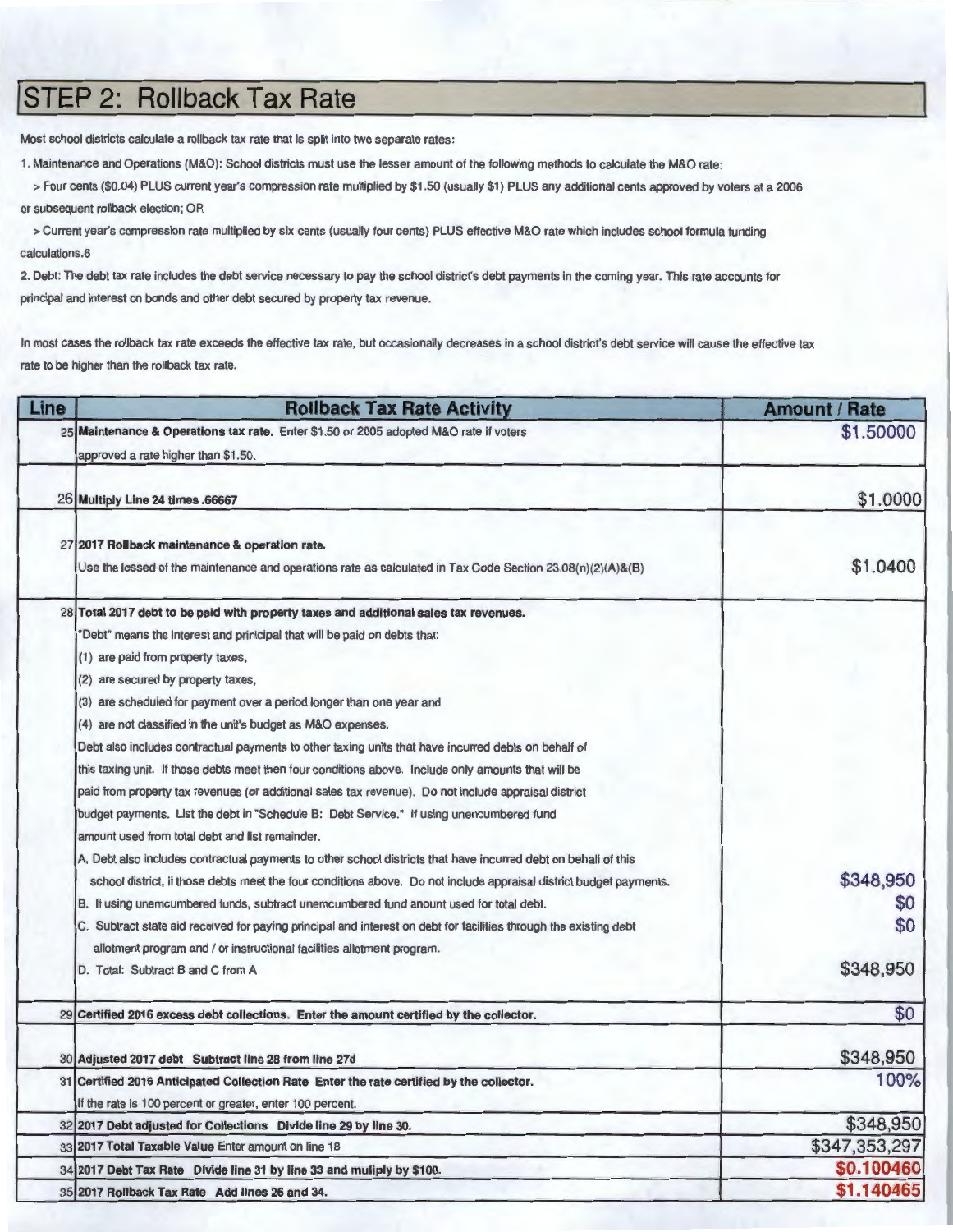# STEP 2: Rollback Tax Rate

Most school districts calculate a rollback tax rate that is split into two separate rates:

1. Maintenance and Operations (M&O): School districts must use the lesser amount of the following methods to calculate the M&O rate:

> Four cents ($0.04) PLUS current year's compression rate multiplied by $1.50 (usually $1) PLUS any additional cents approved by voters at a 2006 or subsequent rollback election; OR

> Current year's compression rate multiplied by six cents (usually four cents) PLUS effective M&O rate which includes school formula funding calculations.6

2. Debt: The debt tax rate includes the debt service necessary to pay the school district's debt payments in the coming year. This rate accounts for principal and interest on bonds and other debt secured by property tax revenue.

In most cases the rollback tax rate exceeds the effective tax rate, but occasionally decreases in a school district's debt service will cause the effective tax rate to be higher than the rollback tax rate.

| Line | Rollback Tax Rate Activity | Amount / Rate |
|---|---|---|
| 25 | **Maintenance & Operations tax rate.** Enter $1.50 or 2005 adopted M&O rate if voters approved a rate higher than $1.50. | $1.50000 |
| 26 | **Multiply Line 24 times .66667** | $1.0000 |
| 27 | **2017 Rollback maintenance & operation rate.**<br>Use the lessed of the maintenance and operations rate as calculated in Tax Code Section 23.08(n)(2)(A)&(B) | $1.0400 |
| 28 | **Total 2017 debt to be paid with property taxes and additional sales tax revenues.**<br>"Debt" means the interest and prinicipal that will be paid on debts that:<br>(1) are paid from property taxes,<br>(2) are secured by property taxes,<br>(3) are scheduled for payment over a period longer than one year and<br>(4) are not classified in the unit's budget as M&O expenses.<br>Debt also includes contractual payments to other taxing units that have incurred debts on behalf of this taxing unit. If those debts meet then four conditions above. Include only amounts that will be paid from property tax revenues (or additional sales tax revenue). Do not include appraisal district budget payments. List the debt in "Schedule B: Debt Service." If using unencumbered fund amount used from total debt and list remainder. | |
| | A. Debt also includes contractual payments to other school districts that have incurred debt on behalf of this school district, if those debts meet the four conditions above. Do not include appraisal district budget payments. | $348,950 |
| | B. If using unemcumbered funds, subtract unemcumbered fund anount used for total debt. | $0 |
| | C. Subtract state aid received for paying principal and interest on debt for facilities through the existing debt allotment program and / or instructional facilities allotment program. | $0 |
| | D. Total: Subtract B and C from A | $348,950 |
| 29 | **Certified 2016 excess debt collections. Enter the amount certified by the collector.** | $0 |
| 30 | **Adjusted 2017 debt Subtract line 28 from line 27d** | $348,950 |
| 31 | **Certified 2016 Anticipated Collection Rate Enter the rate certified by the collector.**<br>If the rate is 100 percent or greater, enter 100 percent. | 100% |
| 32 | **2017 Debt adjusted for Collections Divide line 29 by line 30.** | $348,950 |
| 33 | **2017 Total Taxable Value** Enter amount on line 18 | $347,353,297 |
| 34 | **2017 Debt Tax Rate Divide line 31 by line 33 and muliply by $100.** | $0.100460 |
| 35 | **2017 Rollback Tax Rate Add lines 26 and 34.** | $1.140465 |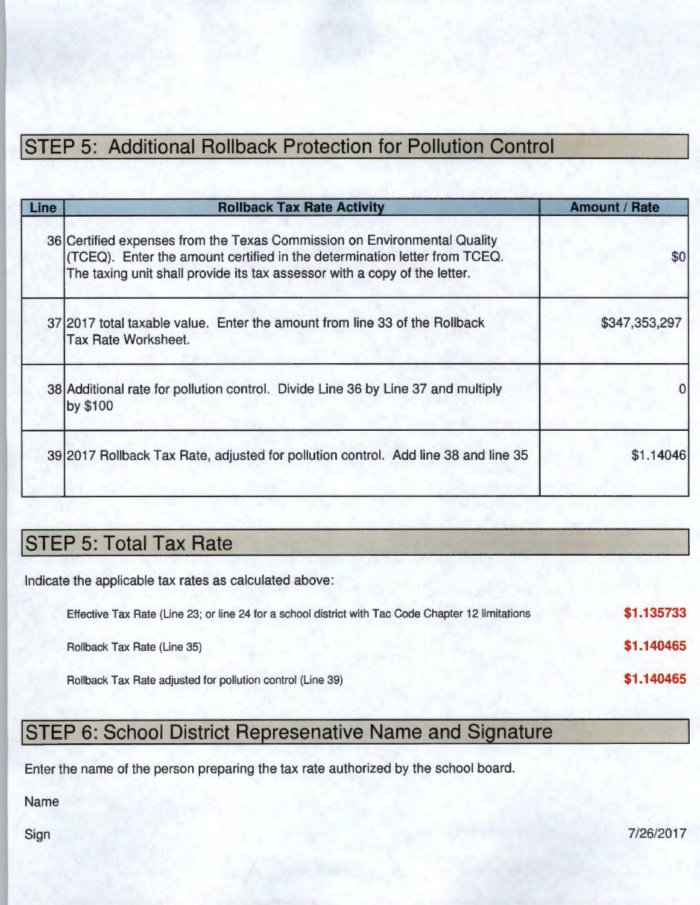## STEP 5: Additional Rollback Protection for Pollution Control

| Line | Rollback Tax Rate Activity | Amount / Rate |
|---|---|---|
| 36 | Certified expenses from the Texas Commission on Environmental Quality (TCEQ). Enter the amount certified in the determination letter from TCEQ. The taxing unit shall provide its tax assessor with a copy of the letter. | $0 |
| 37 | 2017 total taxable value. Enter the amount from line 33 of the Rollback Tax Rate Worksheet. | $347,353,297 |
| 38 | Additional rate for pollution control. Divide Line 36 by Line 37 and multiply by $100 | 0 |
| 39 | 2017 Rollback Tax Rate, adjusted for pollution control. Add line 38 and line 35 | $1.14046 |

## STEP 5: Total Tax Rate

Indicate the applicable tax rates as calculated above:

| | |
|---|---|
| Effective Tax Rate (Line 23; or line 24 for a school district with Tac Code Chapter 12 limitations | **$1.135733** |
| Rollback Tax Rate (Line 35) | **$1.140465** |
| Rollback Tax Rate adjusted for pollution control (Line 39) | **$1.140465** |

## STEP 6: School District Represenative Name and Signature

Enter the name of the person preparing the tax rate authorized by the school board.

Name

Sign

7/26/2017